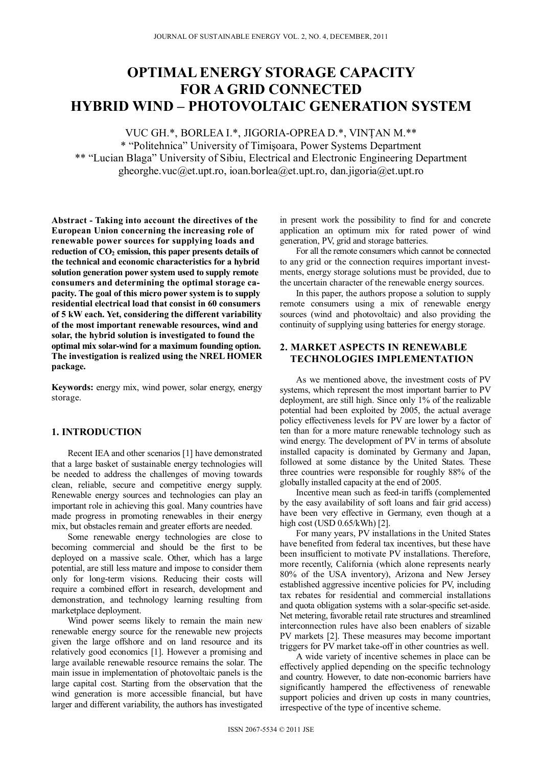# OPTIMAL ENERGY STORAGE CAPACITY FOR A GRID CONNECTED HYBRID WIND – PHOTOVOLTAIC GENERATION SYSTEM

VUC GH.*, BORLEA I.*, JIGORIA-OPREA D.*, VINȚAN M.**

\* "Politehnica" University of Timişoara, Power Systems Department

\*\* "Lucian Blaga" University of Sibiu, Electrical and Electronic Engineering Department

gheorghe.vuc@et.upt.ro, ioan.borlea@et.upt.ro, dan.jigoria@et.upt.ro

**Abstract - Taking into account the directives of the European Union concerning the increasing role of renewable power sources for supplying loads and reduction of $CO_2$ emission, this paper presents details of the technical and economic characteristics for a hybrid solution generation power system used to supply remote consumers and determining the optimal storage capacity. The goal of this micro power system is to supply residential electrical load that consist in 60 consumers of 5 kW each. Yet, considering the different variability of the most important renewable resources, wind and solar, the hybrid solution is investigated to found the optimal mix solar-wind for a maximum founding option. The investigation is realized using the NREL HOMER package.**

**Keywords:** energy mix, wind power, solar energy, energy storage.

## 1. INTRODUCTION

Recent IEA and other scenarios [1] have demonstrated that a large basket of sustainable energy technologies will be needed to address the challenges of moving towards clean, reliable, secure and competitive energy supply. Renewable energy sources and technologies can play an important role in achieving this goal. Many countries have made progress in promoting renewables in their energy mix, but obstacles remain and greater efforts are needed.

Some renewable energy technologies are close to becoming commercial and should be the first to be deployed on a massive scale. Other, which has a large potential, are still less mature and impose to consider them only for long-term visions. Reducing their costs will require a combined effort in research, development and demonstration, and technology learning resulting from marketplace deployment.

Wind power seems likely to remain the main new renewable energy source for the renewable new projects given the large offshore and on land resource and its relatively good economics [1]. However a promising and large available renewable resource remains the solar. The main issue in implementation of photovoltaic panels is the large capital cost. Starting from the observation that the wind generation is more accessible financial, but have larger and different variability, the authors has investigated in present work the possibility to find for and concrete application an optimum mix for rated power of wind generation, PV, grid and storage batteries.

For all the remote consumers which cannot be connected to any grid or the connection requires important investments, energy storage solutions must be provided, due to the uncertain character of the renewable energy sources.

In this paper, the authors propose a solution to supply remote consumers using a mix of renewable energy sources (wind and photovoltaic) and also providing the continuity of supplying using batteries for energy storage.

## 2. MARKET ASPECTS IN RENEWABLE TECHNOLOGIES IMPLEMENTATION

As we mentioned above, the investment costs of PV systems, which represent the most important barrier to PV deployment, are still high. Since only 1% of the realizable potential had been exploited by 2005, the actual average policy effectiveness levels for PV are lower by a factor of ten than for a more mature renewable technology such as wind energy. The development of PV in terms of absolute installed capacity is dominated by Germany and Japan, followed at some distance by the United States. These three countries were responsible for roughly 88% of the globally installed capacity at the end of 2005.

Incentive mean such as feed-in tariffs (complemented by the easy availability of soft loans and fair grid access) have been very effective in Germany, even though at a high cost (USD 0.65/kWh) [2].

For many years, PV installations in the United States have benefited from federal tax incentives, but these have been insufficient to motivate PV installations. Therefore, more recently, California (which alone represents nearly 80% of the USA inventory), Arizona and New Jersey established aggressive incentive policies for PV, including tax rebates for residential and commercial installations and quota obligation systems with a solar-specific set-aside. Net metering, favorable retail rate structures and streamlined interconnection rules have also been enablers of sizable PV markets [2]. These measures may become important triggers for PV market take-off in other countries as well.

A wide variety of incentive schemes in place can be effectively applied depending on the specific technology and country. However, to date non-economic barriers have significantly hampered the effectiveness of renewable support policies and driven up costs in many countries, irrespective of the type of incentive scheme.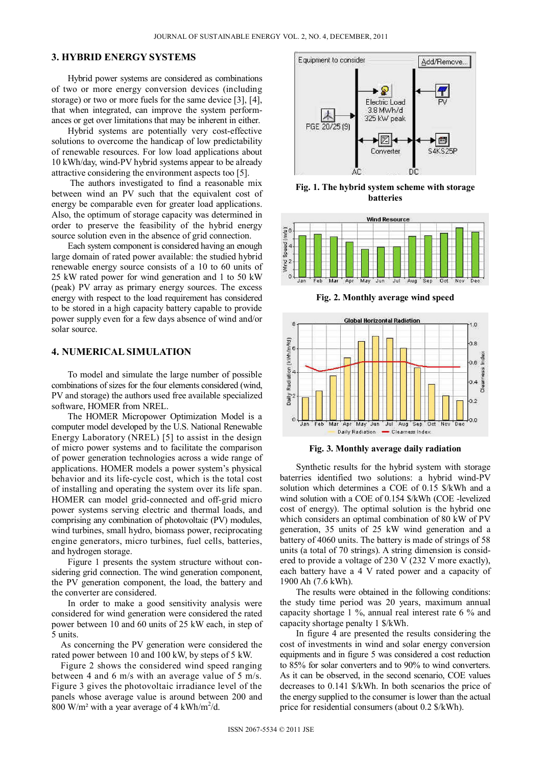## 3. HYBRID ENERGY SYSTEMS

Hybrid power systems are considered as combinations of two or more energy conversion devices (including storage) or two or more fuels for the same device [3], [4], that when integrated, can improve the system performances or get over limitations that may be inherent in either.

Hybrid systems are potentially very cost-effective solutions to overcome the handicap of low predictability of renewable resources. For low load applications about 10 kWh/day, wind-PV hybrid systems appear to be already attractive considering the environment aspects too [5].

The authors investigated to find a reasonable mix between wind an PV such that the equivalent cost of energy be comparable even for greater load applications. Also, the optimum of storage capacity was determined in order to preserve the feasibility of the hybrid energy source solution even in the absence of grid connection.

Each system component is considered having an enough large domain of rated power available: the studied hybrid renewable energy source consists of a 10 to 60 units of 25 kW rated power for wind generation and 1 to 50 kW (peak) PV array as primary energy sources. The excess energy with respect to the load requirement has considered to be stored in a high capacity battery capable to provide power supply even for a few days absence of wind and/or solar source.

## 4. NUMERICAL SIMULATION

To model and simulate the large number of possible combinations of sizes for the four elements considered (wind, PV and storage) the authors used free available specialized software, HOMER from NREL.

The HOMER Micropower Optimization Model is a computer model developed by the U.S. National Renewable Energy Laboratory (NREL) [5] to assist in the design of micro power systems and to facilitate the comparison of power generation technologies across a wide range of applications. HOMER models a power system's physical behavior and its life-cycle cost, which is the total cost of installing and operating the system over its life span. HOMER can model grid-connected and off-grid micro power systems serving electric and thermal loads, and comprising any combination of photovoltaic (PV) modules, wind turbines, small hydro, biomass power, reciprocating engine generators, micro turbines, fuel cells, batteries, and hydrogen storage.

Figure 1 presents the system structure without considering grid connection. The wind generation component, the PV generation component, the load, the battery and the converter are considered.

In order to make a good sensitivity analysis were considered for wind generation were considered the rated power between 10 and 60 units of 25 kW each, in step of 5 units.

As concerning the PV generation were considered the rated power between 10 and 100 kW, by steps of 5 kW.

Figure 2 shows the considered wind speed ranging between 4 and 6 m/s with an average value of 5 m/s. Figure 3 gives the photovoltaic irradiance level of the panels whose average value is around between 200 and 800 W/m² with a year average of 4 kWh/m$^2$/d.

**Fig. 1. The hybrid system scheme with storage batteries**

**Fig. 2. Monthly average wind speed**

**Fig. 3. Monthly average daily radiation**

Synthetic results for the hybrid system with storage baterries identified two solutions: a hybrid wind-PV solution which determines a COE of 0.15 $/kWh and a wind solution with a COE of 0.154 $/kWh (COE -levelized cost of energy). The optimal solution is the hybrid one which considers an optimal combination of 80 kW of PV generation, 35 units of 25 kW wind generation and a battery of 4060 units. The battery is made of strings of 58 units (a total of 70 strings). A string dimension is considered to provide a voltage of 230 V (232 V more exactly), each battery have a 4 V rated power and a capacity of 1900 Ah (7.6 kWh).

The results were obtained in the following conditions: the study time period was 20 years, maximum annual capacity shortage 1 %, annual real interest rate 6 % and capacity shortage penalty 1 $/kWh.

In figure 4 are presented the results considering the cost of investments in wind and solar energy conversion equipments and in figure 5 was considered a cost reduction to 85% for solar converters and to 90% to wind converters. As it can be observed, in the second scenario, COE values decreases to 0.141 $/kWh. In both scenarios the price of the energy supplied to the consumer is lower than the actual price for residential consumers (about 0.2 $/kWh).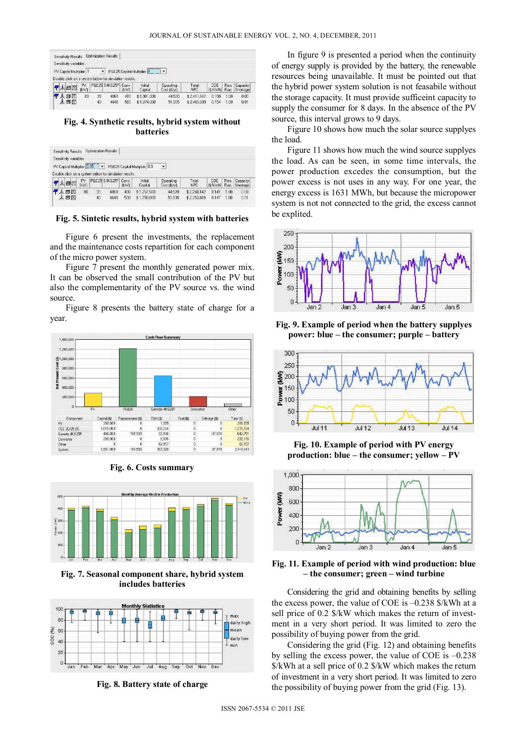Fig. 4. Synthetic results, hybrid system without batteries

Fig. 5. Sintetic results, hybrid system with batteries

Figure 6 present the investments, the replacement and the maintenance costs repartition for each component of the micro power system.

Figure 7 present the monthly generated power mix. It can be observed the small contribution of the PV but also the complementarity of the PV source vs. the wind source.

Figure 8 presents the battery state of charge for a year.

Fig. 6. Costs summary

Fig. 7. Seasonal component share, hybrid system includes batteries

Fig. 8. Battery state of charge

In figure 9 is presented a period when the continuity of energy supply is provided by the battery, the renewable resources being unavailable. It must be pointed out that the hybrid power system solution is not feasabile without the storage capacity. It must provide suffiecint capacity to supply the consumer for 8 days. In the absence of the PV source, this interval grows to 9 days.

Figure 10 shows how much the solar source supplies the load.

Figure 11 shows how much the wind source supplies the load. As can be seen, in some time intervals, the power production excedes the consumption, but the power excess is not uses in any way. For one year, the energy excess is 1631 MWh, but because the micropower system is not not connected to the grid, the excess cannot be explited.

Fig. 9. Example of period when the battery supplies power: blue – the consumer; purple – battery

Fig. 10. Example of period with PV energy production: blue – the consumer; yellow – PV

Fig. 11. Example of period with wind production: blue – the consumer; green – wind turbine

Considering the grid and obtaining benefits by selling the excess power, the value of COE is –0.238 \$/kWh at a sell price of 0.2 \$/kW which makes the return of investment in a very short period. It was limited to zero the possibility of buying power from the grid.

Considering the grid (Fig. 12) and obtaining benefits by selling the excess power, the value of COE is –0.238 \$/kWh at a sell price of 0.2 \$/kW which makes the return of investment in a very short period. It was limited to zero the possibility of buying power from the grid (Fig. 13).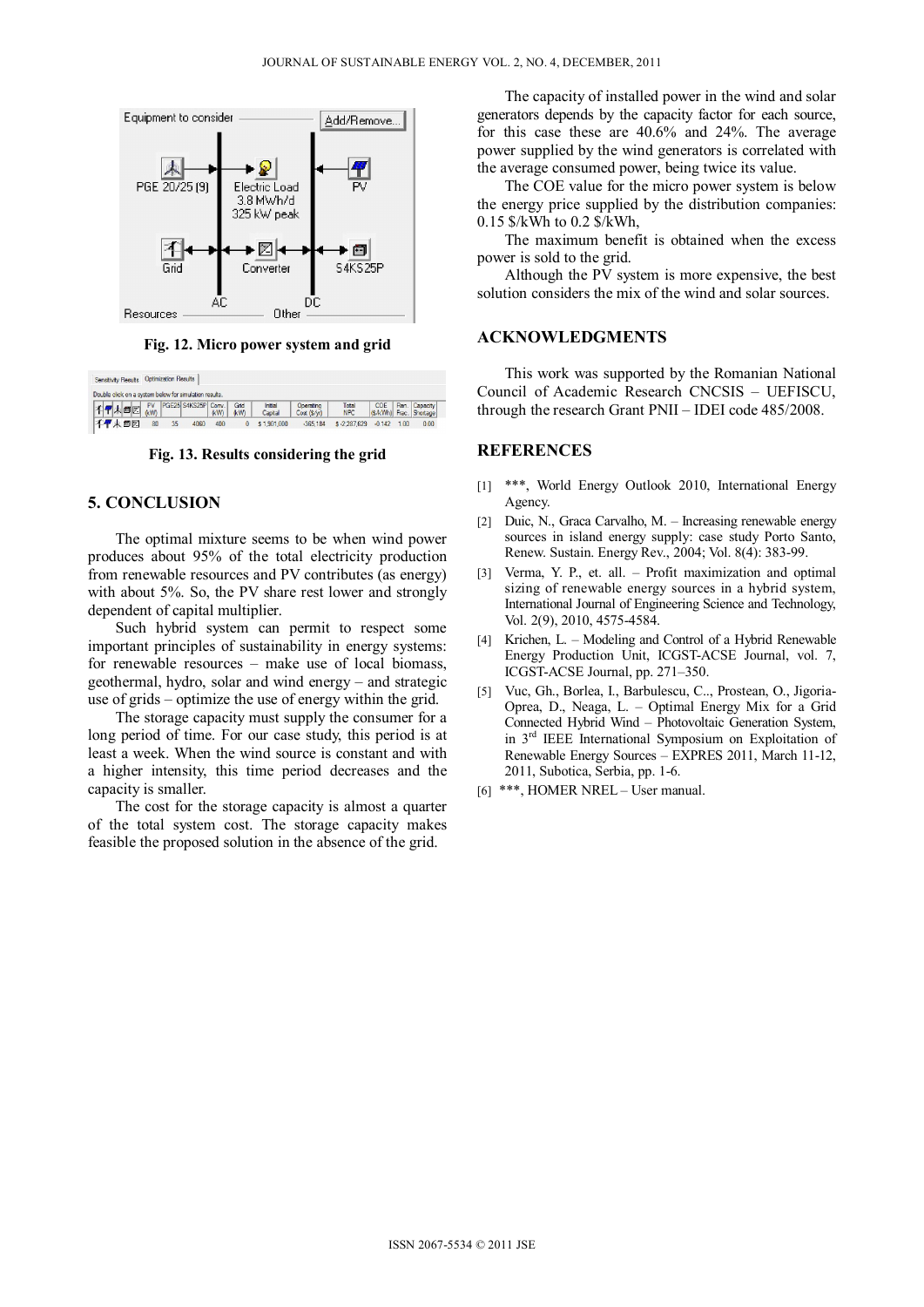Equipment to consider

Add/Remove...

PGE 20/25 [9]

Electric Load
3.8 MWh/d
325 kW peak

PV

Grid

Converter

S4KS25P

AC

DC

Resources

Other

**Fig. 12. Micro power system and grid**

Sensitivity Results Optimization Results

Double click on a system below for simulation results.

| | PV (kW) | PGE25 | S4KS25P | Conv. (kW) | Grid (kW) | Initial Capital | Operating Cost ($/yr) | Total NPC | COE ($/kWh) | Ren. Frac. | Capacity Shortage |
|---|---|---|---|---|---|---|---|---|---|---|---|
| | 80 | 35 | 4060 | 480 | 0 | $ 1,901,000 | -365,184 | $ -2,287,629 | -0.142 | 1.00 | 0.00 |

**Fig. 13. Results considering the grid**

## 5. CONCLUSION

The optimal mixture seems to be when wind power produces about 95% of the total electricity production from renewable resources and PV contributes (as energy) with about 5%. So, the PV share rest lower and strongly dependent of capital multiplier.

Such hybrid system can permit to respect some important principles of sustainability in energy systems: for renewable resources – make use of local biomass, geothermal, hydro, solar and wind energy – and strategic use of grids – optimize the use of energy within the grid.

The storage capacity must supply the consumer for a long period of time. For our case study, this period is at least a week. When the wind source is constant and with a higher intensity, this time period decreases and the capacity is smaller.

The cost for the storage capacity is almost a quarter of the total system cost. The storage capacity makes feasible the proposed solution in the absence of the grid.

The capacity of installed power in the wind and solar generators depends by the capacity factor for each source, for this case these are 40.6% and 24%. The average power supplied by the wind generators is correlated with the average consumed power, being twice its value.

The COE value for the micro power system is below the energy price supplied by the distribution companies: 0.15 $/kWh to 0.2 $/kWh,

The maximum benefit is obtained when the excess power is sold to the grid.

Although the PV system is more expensive, the best solution considers the mix of the wind and solar sources.

## ACKNOWLEDGMENTS

This work was supported by the Romanian National Council of Academic Research CNCSIS – UEFISCU, through the research Grant PNII – IDEI code 485/2008.

## REFERENCES

[1] ***, World Energy Outlook 2010, International Energy Agency.

[2] Duic, N., Graca Carvalho, M. – Increasing renewable energy sources in island energy supply: case study Porto Santo, Renew. Sustain. Energy Rev., 2004; Vol. 8(4): 383-99.

[3] Verma, Y. P., et. all. – Profit maximization and optimal sizing of renewable energy sources in a hybrid system, International Journal of Engineering Science and Technology, Vol. 2(9), 2010, 4575-4584.

[4] Krichen, L. – Modeling and Control of a Hybrid Renewable Energy Production Unit, ICGST-ACSE Journal, vol. 7, ICGST-ACSE Journal, pp. 271–350.

[5] Vuc, Gh., Borlea, I., Barbulescu, C.., Prostean, O., Jigoria-Oprea, D., Neaga, L. – Optimal Energy Mix for a Grid Connected Hybrid Wind – Photovoltaic Generation System, in 3rd IEEE International Symposium on Exploitation of Renewable Energy Sources – EXPRES 2011, March 11-12, 2011, Subotica, Serbia, pp. 1-6.

[6] ***, HOMER NREL – User manual.